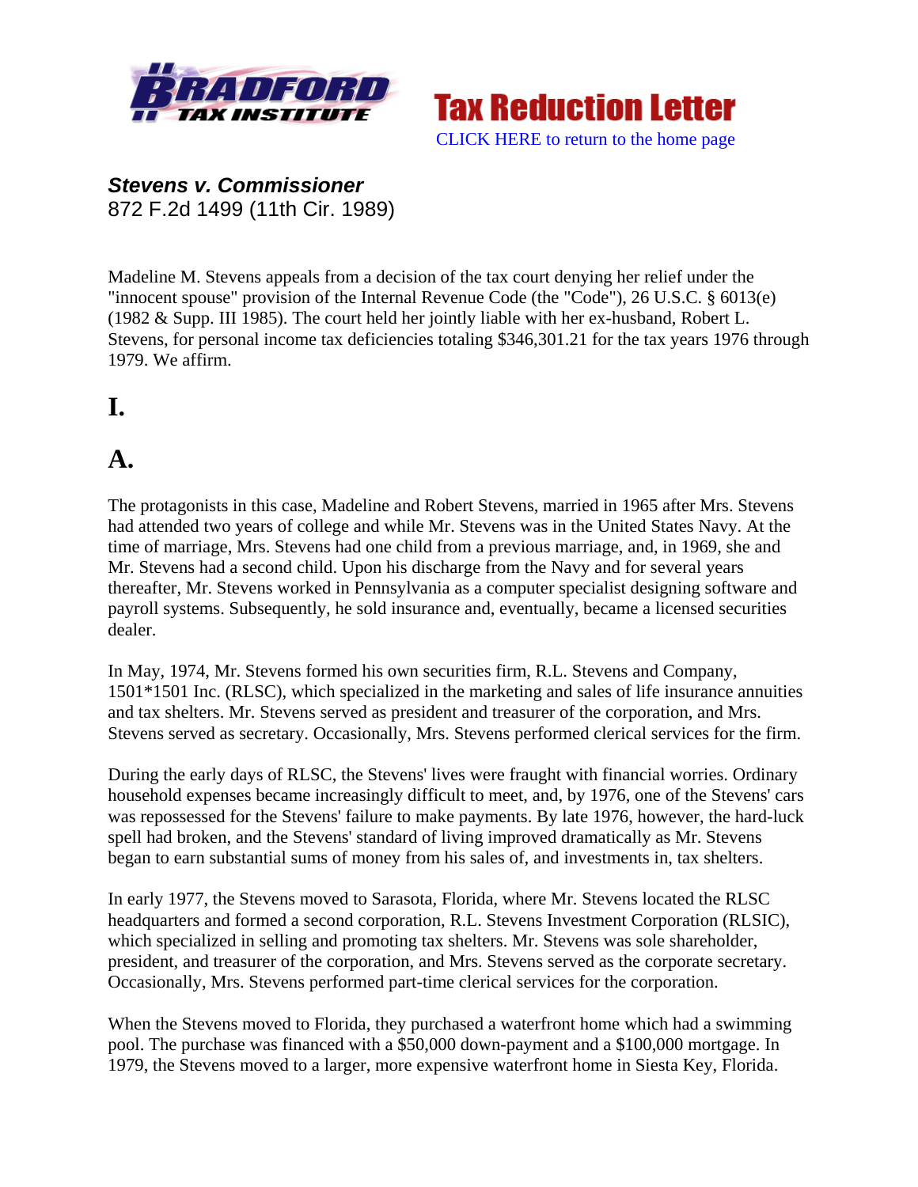Bradford Tax Institute

# Tax Reduction Letter

CLICK HERE to return to the home page

***Stevens v. Commissioner***
872 F.2d 1499 (11th Cir. 1989)

Madeline M. Stevens appeals from a decision of the tax court denying her relief under the "innocent spouse" provision of the Internal Revenue Code (the "Code"), 26 U.S.C. § 6013(e) (1982 & Supp. III 1985). The court held her jointly liable with her ex-husband, Robert L. Stevens, for personal income tax deficiencies totaling $346,301.21 for the tax years 1976 through 1979. We affirm.

# I.

# A.

The protagonists in this case, Madeline and Robert Stevens, married in 1965 after Mrs. Stevens had attended two years of college and while Mr. Stevens was in the United States Navy. At the time of marriage, Mrs. Stevens had one child from a previous marriage, and, in 1969, she and Mr. Stevens had a second child. Upon his discharge from the Navy and for several years thereafter, Mr. Stevens worked in Pennsylvania as a computer specialist designing software and payroll systems. Subsequently, he sold insurance and, eventually, became a licensed securities dealer.

In May, 1974, Mr. Stevens formed his own securities firm, R.L. Stevens and Company, 1501*1501 Inc. (RLSC), which specialized in the marketing and sales of life insurance annuities and tax shelters. Mr. Stevens served as president and treasurer of the corporation, and Mrs. Stevens served as secretary. Occasionally, Mrs. Stevens performed clerical services for the firm.

During the early days of RLSC, the Stevens' lives were fraught with financial worries. Ordinary household expenses became increasingly difficult to meet, and, by 1976, one of the Stevens' cars was repossessed for the Stevens' failure to make payments. By late 1976, however, the hard-luck spell had broken, and the Stevens' standard of living improved dramatically as Mr. Stevens began to earn substantial sums of money from his sales of, and investments in, tax shelters.

In early 1977, the Stevens moved to Sarasota, Florida, where Mr. Stevens located the RLSC headquarters and formed a second corporation, R.L. Stevens Investment Corporation (RLSIC), which specialized in selling and promoting tax shelters. Mr. Stevens was sole shareholder, president, and treasurer of the corporation, and Mrs. Stevens served as the corporate secretary. Occasionally, Mrs. Stevens performed part-time clerical services for the corporation.

When the Stevens moved to Florida, they purchased a waterfront home which had a swimming pool. The purchase was financed with a $50,000 down-payment and a $100,000 mortgage. In 1979, the Stevens moved to a larger, more expensive waterfront home in Siesta Key, Florida.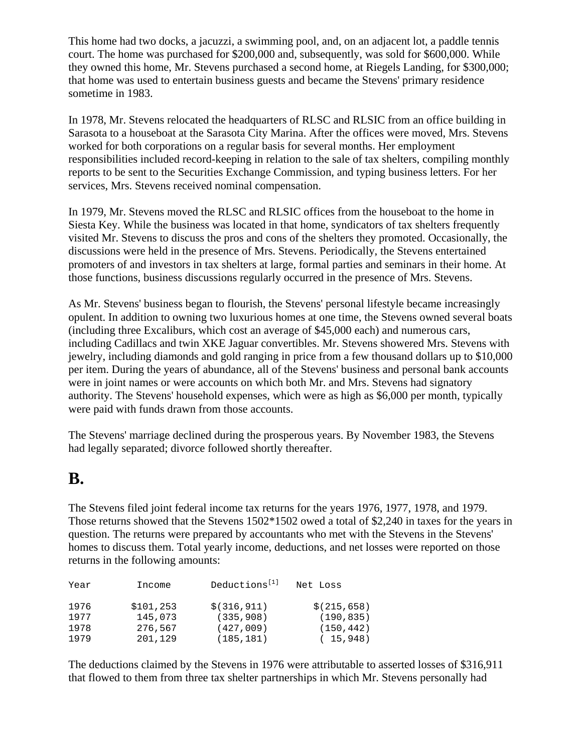This home had two docks, a jacuzzi, a swimming pool, and, on an adjacent lot, a paddle tennis court. The home was purchased for $200,000 and, subsequently, was sold for $600,000. While they owned this home, Mr. Stevens purchased a second home, at Riegels Landing, for $300,000; that home was used to entertain business guests and became the Stevens' primary residence sometime in 1983.

In 1978, Mr. Stevens relocated the headquarters of RLSC and RLSIC from an office building in Sarasota to a houseboat at the Sarasota City Marina. After the offices were moved, Mrs. Stevens worked for both corporations on a regular basis for several months. Her employment responsibilities included record-keeping in relation to the sale of tax shelters, compiling monthly reports to be sent to the Securities Exchange Commission, and typing business letters. For her services, Mrs. Stevens received nominal compensation.

In 1979, Mr. Stevens moved the RLSC and RLSIC offices from the houseboat to the home in Siesta Key. While the business was located in that home, syndicators of tax shelters frequently visited Mr. Stevens to discuss the pros and cons of the shelters they promoted. Occasionally, the discussions were held in the presence of Mrs. Stevens. Periodically, the Stevens entertained promoters of and investors in tax shelters at large, formal parties and seminars in their home. At those functions, business discussions regularly occurred in the presence of Mrs. Stevens.

As Mr. Stevens' business began to flourish, the Stevens' personal lifestyle became increasingly opulent. In addition to owning two luxurious homes at one time, the Stevens owned several boats (including three Excaliburs, which cost an average of $45,000 each) and numerous cars, including Cadillacs and twin XKE Jaguar convertibles. Mr. Stevens showered Mrs. Stevens with jewelry, including diamonds and gold ranging in price from a few thousand dollars up to $10,000 per item. During the years of abundance, all of the Stevens' business and personal bank accounts were in joint names or were accounts on which both Mr. and Mrs. Stevens had signatory authority. The Stevens' household expenses, which were as high as $6,000 per month, typically were paid with funds drawn from those accounts.

The Stevens' marriage declined during the prosperous years. By November 1983, the Stevens had legally separated; divorce followed shortly thereafter.

## B.

The Stevens filed joint federal income tax returns for the years 1976, 1977, 1978, and 1979. Those returns showed that the Stevens 1502*1502 owed a total of $2,240 in taxes for the years in question. The returns were prepared by accountants who met with the Stevens in the Stevens' homes to discuss them. Total yearly income, deductions, and net losses were reported on those returns in the following amounts:

| Year | Income | Deductions[1] | Net Loss |
|---|---|---|---|
| 1976 | $101,253 | $(316,911) | $(215,658) |
| 1977 | 145,073 | (335,908) | (190,835) |
| 1978 | 276,567 | (427,009) | (150,442) |
| 1979 | 201,129 | (185,181) | ( 15,948) |

The deductions claimed by the Stevens in 1976 were attributable to asserted losses of $316,911 that flowed to them from three tax shelter partnerships in which Mr. Stevens personally had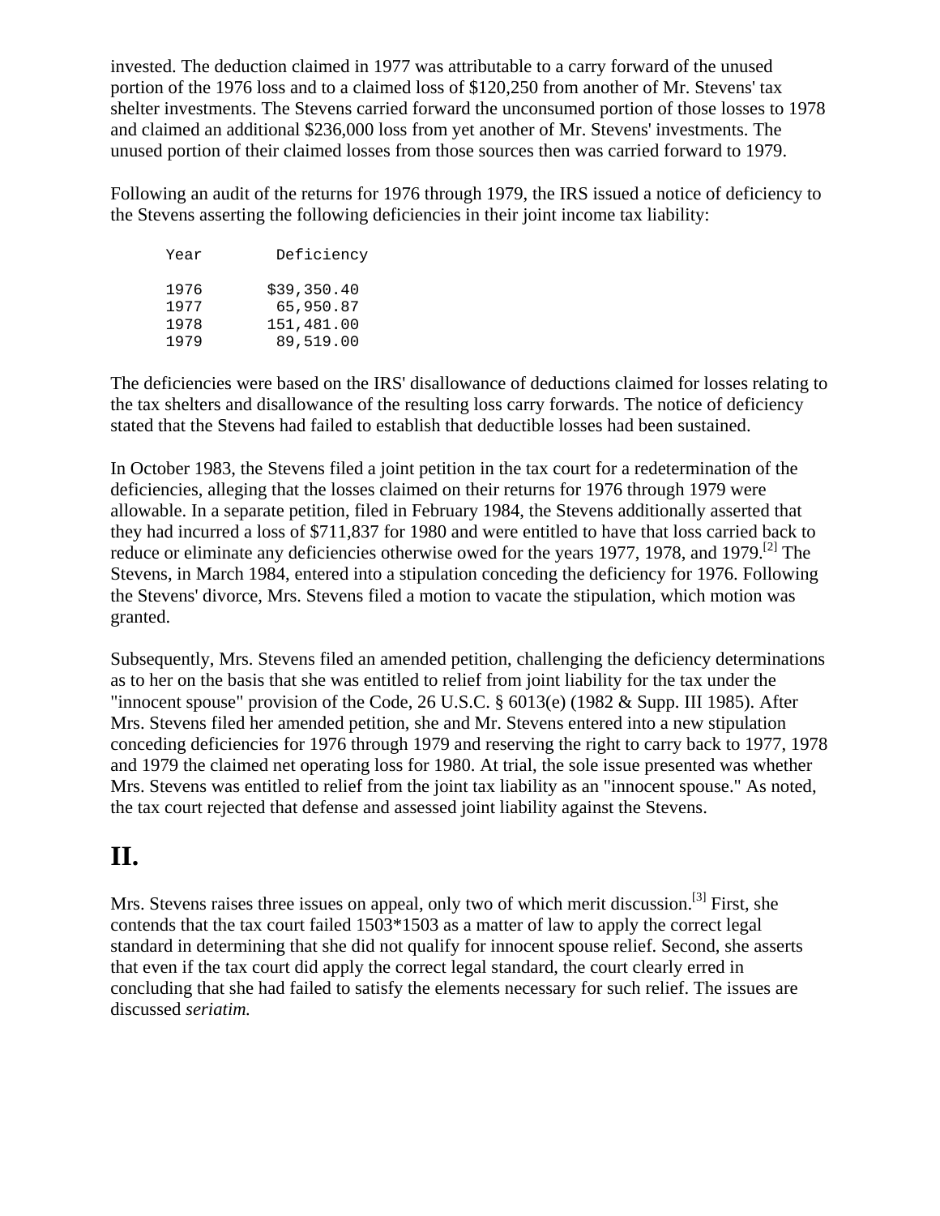invested. The deduction claimed in 1977 was attributable to a carry forward of the unused portion of the 1976 loss and to a claimed loss of $120,250 from another of Mr. Stevens' tax shelter investments. The Stevens carried forward the unconsumed portion of those losses to 1978 and claimed an additional $236,000 loss from yet another of Mr. Stevens' investments. The unused portion of their claimed losses from those sources then was carried forward to 1979.

Following an audit of the returns for 1976 through 1979, the IRS issued a notice of deficiency to the Stevens asserting the following deficiencies in their joint income tax liability:

| Year | Deficiency |
|---|---|
| 1976 | $39,350.40 |
| 1977 | 65,950.87 |
| 1978 | 151,481.00 |
| 1979 | 89,519.00 |

The deficiencies were based on the IRS' disallowance of deductions claimed for losses relating to the tax shelters and disallowance of the resulting loss carry forwards. The notice of deficiency stated that the Stevens had failed to establish that deductible losses had been sustained.

In October 1983, the Stevens filed a joint petition in the tax court for a redetermination of the deficiencies, alleging that the losses claimed on their returns for 1976 through 1979 were allowable. In a separate petition, filed in February 1984, the Stevens additionally asserted that they had incurred a loss of $711,837 for 1980 and were entitled to have that loss carried back to reduce or eliminate any deficiencies otherwise owed for the years 1977, 1978, and 1979.[2] The Stevens, in March 1984, entered into a stipulation conceding the deficiency for 1976. Following the Stevens' divorce, Mrs. Stevens filed a motion to vacate the stipulation, which motion was granted.

Subsequently, Mrs. Stevens filed an amended petition, challenging the deficiency determinations as to her on the basis that she was entitled to relief from joint liability for the tax under the "innocent spouse" provision of the Code, 26 U.S.C. § 6013(e) (1982 & Supp. III 1985). After Mrs. Stevens filed her amended petition, she and Mr. Stevens entered into a new stipulation conceding deficiencies for 1976 through 1979 and reserving the right to carry back to 1977, 1978 and 1979 the claimed net operating loss for 1980. At trial, the sole issue presented was whether Mrs. Stevens was entitled to relief from the joint tax liability as an "innocent spouse." As noted, the tax court rejected that defense and assessed joint liability against the Stevens.

## II.

Mrs. Stevens raises three issues on appeal, only two of which merit discussion.[3] First, she contends that the tax court failed 1503*1503 as a matter of law to apply the correct legal standard in determining that she did not qualify for innocent spouse relief. Second, she asserts that even if the tax court did apply the correct legal standard, the court clearly erred in concluding that she had failed to satisfy the elements necessary for such relief. The issues are discussed *seriatim.*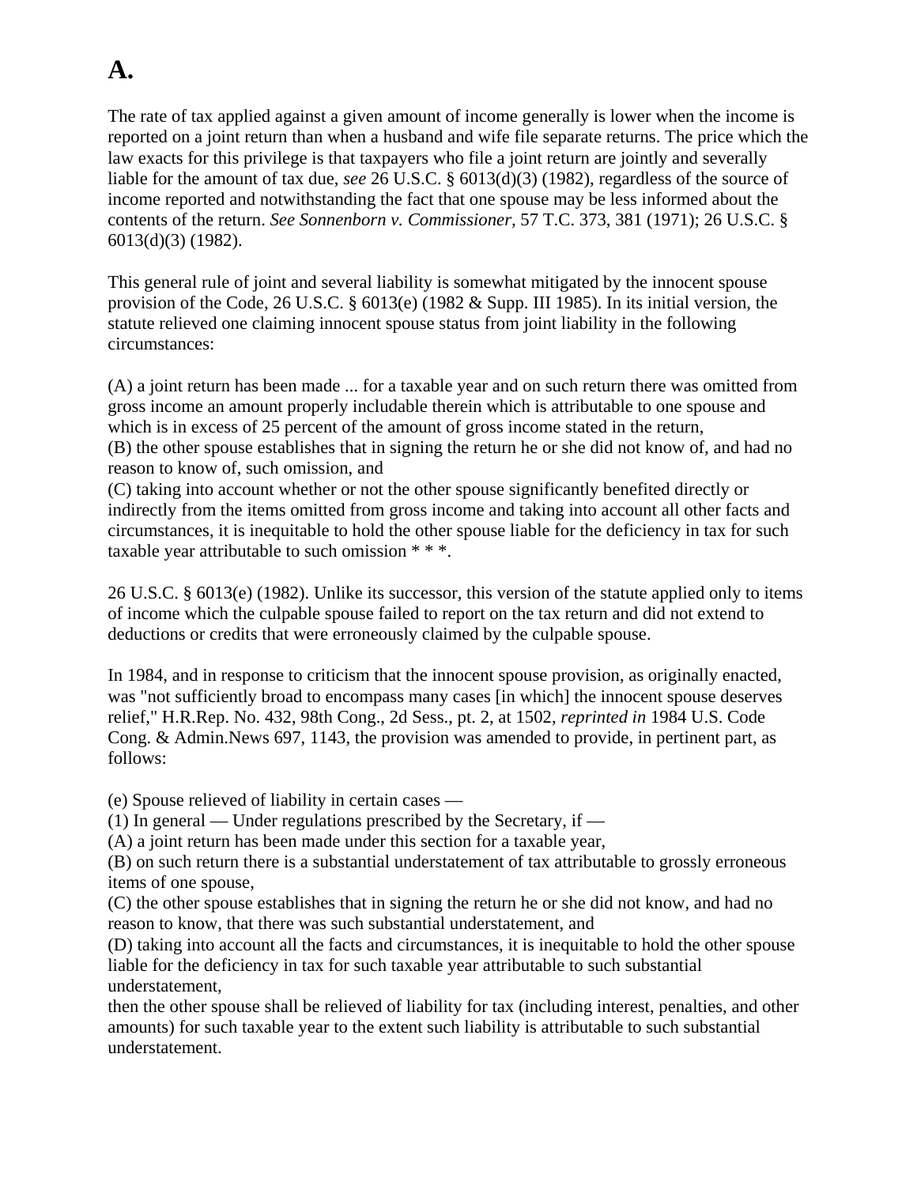# A.

The rate of tax applied against a given amount of income generally is lower when the income is reported on a joint return than when a husband and wife file separate returns. The price which the law exacts for this privilege is that taxpayers who file a joint return are jointly and severally liable for the amount of tax due, *see* 26 U.S.C. § 6013(d)(3) (1982), regardless of the source of income reported and notwithstanding the fact that one spouse may be less informed about the contents of the return. *See Sonnenborn v. Commissioner,* 57 T.C. 373, 381 (1971); 26 U.S.C. § 6013(d)(3) (1982).

This general rule of joint and several liability is somewhat mitigated by the innocent spouse provision of the Code, 26 U.S.C. § 6013(e) (1982 & Supp. III 1985). In its initial version, the statute relieved one claiming innocent spouse status from joint liability in the following circumstances:

(A) a joint return has been made ... for a taxable year and on such return there was omitted from gross income an amount properly includable therein which is attributable to one spouse and which is in excess of 25 percent of the amount of gross income stated in the return,
(B) the other spouse establishes that in signing the return he or she did not know of, and had no reason to know of, such omission, and
(C) taking into account whether or not the other spouse significantly benefited directly or indirectly from the items omitted from gross income and taking into account all other facts and circumstances, it is inequitable to hold the other spouse liable for the deficiency in tax for such taxable year attributable to such omission * * *.

26 U.S.C. § 6013(e) (1982). Unlike its successor, this version of the statute applied only to items of income which the culpable spouse failed to report on the tax return and did not extend to deductions or credits that were erroneously claimed by the culpable spouse.

In 1984, and in response to criticism that the innocent spouse provision, as originally enacted, was "not sufficiently broad to encompass many cases [in which] the innocent spouse deserves relief," H.R.Rep. No. 432, 98th Cong., 2d Sess., pt. 2, at 1502, *reprinted in* 1984 U.S. Code Cong. & Admin.News 697, 1143, the provision was amended to provide, in pertinent part, as follows:

(e) Spouse relieved of liability in certain cases —
(1) In general — Under regulations prescribed by the Secretary, if —
(A) a joint return has been made under this section for a taxable year,
(B) on such return there is a substantial understatement of tax attributable to grossly erroneous items of one spouse,
(C) the other spouse establishes that in signing the return he or she did not know, and had no reason to know, that there was such substantial understatement, and
(D) taking into account all the facts and circumstances, it is inequitable to hold the other spouse liable for the deficiency in tax for such taxable year attributable to such substantial understatement,
then the other spouse shall be relieved of liability for tax (including interest, penalties, and other amounts) for such taxable year to the extent such liability is attributable to such substantial understatement.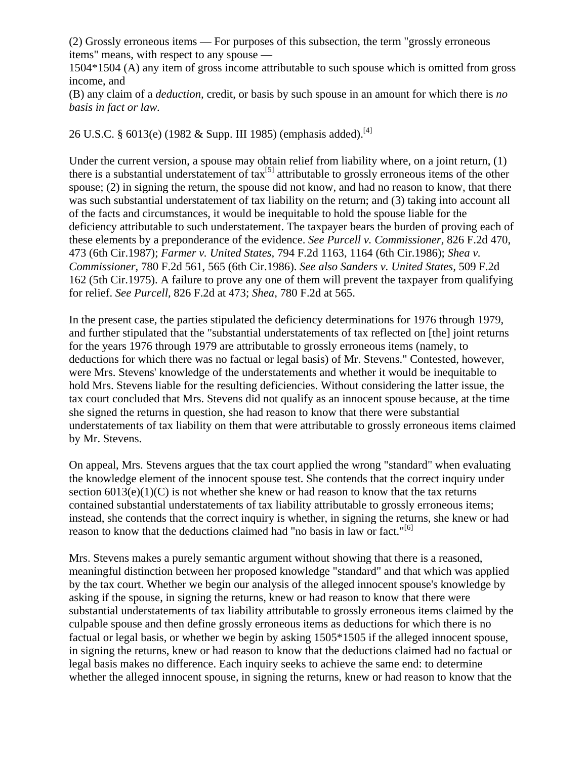(2) Grossly erroneous items — For purposes of this subsection, the term "grossly erroneous items" means, with respect to any spouse —
1504*1504 (A) any item of gross income attributable to such spouse which is omitted from gross income, and
(B) any claim of a *deduction,* credit, or basis by such spouse in an amount for which there is *no basis in fact or law.*

26 U.S.C. § 6013(e) (1982 & Supp. III 1985) (emphasis added).[4]

Under the current version, a spouse may obtain relief from liability where, on a joint return, (1) there is a substantial understatement of tax[5] attributable to grossly erroneous items of the other spouse; (2) in signing the return, the spouse did not know, and had no reason to know, that there was such substantial understatement of tax liability on the return; and (3) taking into account all of the facts and circumstances, it would be inequitable to hold the spouse liable for the deficiency attributable to such understatement. The taxpayer bears the burden of proving each of these elements by a preponderance of the evidence. *See Purcell v. Commissioner,* 826 F.2d 470, 473 (6th Cir.1987); *Farmer v. United States,* 794 F.2d 1163, 1164 (6th Cir.1986); *Shea v. Commissioner,* 780 F.2d 561, 565 (6th Cir.1986). *See also Sanders v. United States,* 509 F.2d 162 (5th Cir.1975). A failure to prove any one of them will prevent the taxpayer from qualifying for relief. *See Purcell,* 826 F.2d at 473; *Shea,* 780 F.2d at 565.

In the present case, the parties stipulated the deficiency determinations for 1976 through 1979, and further stipulated that the "substantial understatements of tax reflected on [the] joint returns for the years 1976 through 1979 are attributable to grossly erroneous items (namely, to deductions for which there was no factual or legal basis) of Mr. Stevens." Contested, however, were Mrs. Stevens' knowledge of the understatements and whether it would be inequitable to hold Mrs. Stevens liable for the resulting deficiencies. Without considering the latter issue, the tax court concluded that Mrs. Stevens did not qualify as an innocent spouse because, at the time she signed the returns in question, she had reason to know that there were substantial understatements of tax liability on them that were attributable to grossly erroneous items claimed by Mr. Stevens.

On appeal, Mrs. Stevens argues that the tax court applied the wrong "standard" when evaluating the knowledge element of the innocent spouse test. She contends that the correct inquiry under section 6013(e)(1)(C) is not whether she knew or had reason to know that the tax returns contained substantial understatements of tax liability attributable to grossly erroneous items; instead, she contends that the correct inquiry is whether, in signing the returns, she knew or had reason to know that the deductions claimed had "no basis in law or fact."[6]

Mrs. Stevens makes a purely semantic argument without showing that there is a reasoned, meaningful distinction between her proposed knowledge "standard" and that which was applied by the tax court. Whether we begin our analysis of the alleged innocent spouse's knowledge by asking if the spouse, in signing the returns, knew or had reason to know that there were substantial understatements of tax liability attributable to grossly erroneous items claimed by the culpable spouse and then define grossly erroneous items as deductions for which there is no factual or legal basis, or whether we begin by asking 1505*1505 if the alleged innocent spouse, in signing the returns, knew or had reason to know that the deductions claimed had no factual or legal basis makes no difference. Each inquiry seeks to achieve the same end: to determine whether the alleged innocent spouse, in signing the returns, knew or had reason to know that the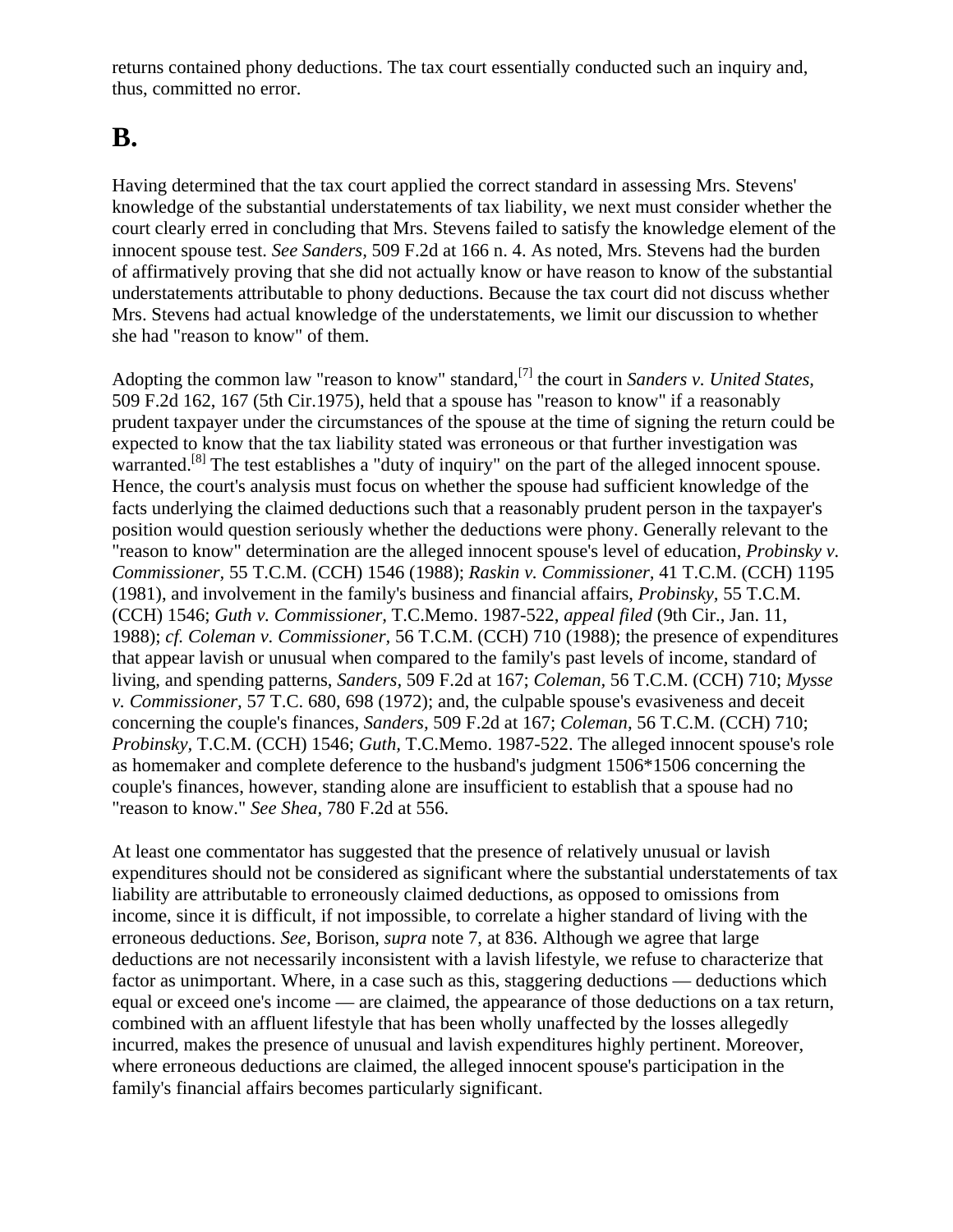returns contained phony deductions. The tax court essentially conducted such an inquiry and, thus, committed no error.

# B.

Having determined that the tax court applied the correct standard in assessing Mrs. Stevens' knowledge of the substantial understatements of tax liability, we next must consider whether the court clearly erred in concluding that Mrs. Stevens failed to satisfy the knowledge element of the innocent spouse test. *See Sanders,* 509 F.2d at 166 n. 4. As noted, Mrs. Stevens had the burden of affirmatively proving that she did not actually know or have reason to know of the substantial understatements attributable to phony deductions. Because the tax court did not discuss whether Mrs. Stevens had actual knowledge of the understatements, we limit our discussion to whether she had "reason to know" of them.

Adopting the common law "reason to know" standard,[7] the court in *Sanders v. United States,* 509 F.2d 162, 167 (5th Cir.1975), held that a spouse has "reason to know" if a reasonably prudent taxpayer under the circumstances of the spouse at the time of signing the return could be expected to know that the tax liability stated was erroneous or that further investigation was warranted.[8] The test establishes a "duty of inquiry" on the part of the alleged innocent spouse. Hence, the court's analysis must focus on whether the spouse had sufficient knowledge of the facts underlying the claimed deductions such that a reasonably prudent person in the taxpayer's position would question seriously whether the deductions were phony. Generally relevant to the "reason to know" determination are the alleged innocent spouse's level of education, *Probinsky v. Commissioner,* 55 T.C.M. (CCH) 1546 (1988); *Raskin v. Commissioner,* 41 T.C.M. (CCH) 1195 (1981), and involvement in the family's business and financial affairs, *Probinsky,* 55 T.C.M. (CCH) 1546; *Guth v. Commissioner,* T.C.Memo. 1987-522, *appeal filed* (9th Cir., Jan. 11, 1988); *cf. Coleman v. Commissioner,* 56 T.C.M. (CCH) 710 (1988); the presence of expenditures that appear lavish or unusual when compared to the family's past levels of income, standard of living, and spending patterns, *Sanders,* 509 F.2d at 167; *Coleman,* 56 T.C.M. (CCH) 710; *Mysse v. Commissioner,* 57 T.C. 680, 698 (1972); and, the culpable spouse's evasiveness and deceit concerning the couple's finances, *Sanders,* 509 F.2d at 167; *Coleman,* 56 T.C.M. (CCH) 710; *Probinsky,* T.C.M. (CCH) 1546; *Guth,* T.C.Memo. 1987-522. The alleged innocent spouse's role as homemaker and complete deference to the husband's judgment 1506*1506 concerning the couple's finances, however, standing alone are insufficient to establish that a spouse had no "reason to know." *See Shea,* 780 F.2d at 556.

At least one commentator has suggested that the presence of relatively unusual or lavish expenditures should not be considered as significant where the substantial understatements of tax liability are attributable to erroneously claimed deductions, as opposed to omissions from income, since it is difficult, if not impossible, to correlate a higher standard of living with the erroneous deductions. *See,* Borison, *supra* note 7, at 836. Although we agree that large deductions are not necessarily inconsistent with a lavish lifestyle, we refuse to characterize that factor as unimportant. Where, in a case such as this, staggering deductions — deductions which equal or exceed one's income — are claimed, the appearance of those deductions on a tax return, combined with an affluent lifestyle that has been wholly unaffected by the losses allegedly incurred, makes the presence of unusual and lavish expenditures highly pertinent. Moreover, where erroneous deductions are claimed, the alleged innocent spouse's participation in the family's financial affairs becomes particularly significant.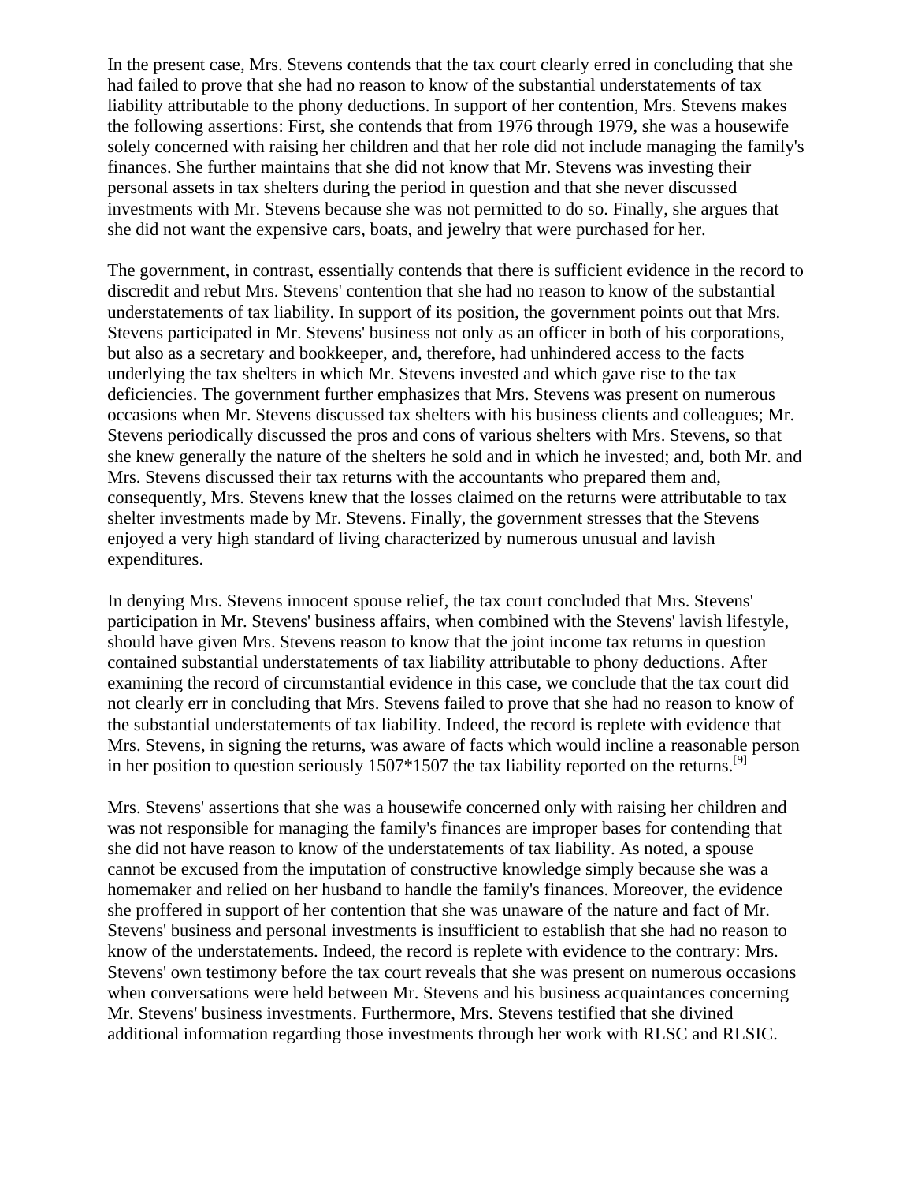In the present case, Mrs. Stevens contends that the tax court clearly erred in concluding that she had failed to prove that she had no reason to know of the substantial understatements of tax liability attributable to the phony deductions. In support of her contention, Mrs. Stevens makes the following assertions: First, she contends that from 1976 through 1979, she was a housewife solely concerned with raising her children and that her role did not include managing the family's finances. She further maintains that she did not know that Mr. Stevens was investing their personal assets in tax shelters during the period in question and that she never discussed investments with Mr. Stevens because she was not permitted to do so. Finally, she argues that she did not want the expensive cars, boats, and jewelry that were purchased for her.

The government, in contrast, essentially contends that there is sufficient evidence in the record to discredit and rebut Mrs. Stevens' contention that she had no reason to know of the substantial understatements of tax liability. In support of its position, the government points out that Mrs. Stevens participated in Mr. Stevens' business not only as an officer in both of his corporations, but also as a secretary and bookkeeper, and, therefore, had unhindered access to the facts underlying the tax shelters in which Mr. Stevens invested and which gave rise to the tax deficiencies. The government further emphasizes that Mrs. Stevens was present on numerous occasions when Mr. Stevens discussed tax shelters with his business clients and colleagues; Mr. Stevens periodically discussed the pros and cons of various shelters with Mrs. Stevens, so that she knew generally the nature of the shelters he sold and in which he invested; and, both Mr. and Mrs. Stevens discussed their tax returns with the accountants who prepared them and, consequently, Mrs. Stevens knew that the losses claimed on the returns were attributable to tax shelter investments made by Mr. Stevens. Finally, the government stresses that the Stevens enjoyed a very high standard of living characterized by numerous unusual and lavish expenditures.

In denying Mrs. Stevens innocent spouse relief, the tax court concluded that Mrs. Stevens' participation in Mr. Stevens' business affairs, when combined with the Stevens' lavish lifestyle, should have given Mrs. Stevens reason to know that the joint income tax returns in question contained substantial understatements of tax liability attributable to phony deductions. After examining the record of circumstantial evidence in this case, we conclude that the tax court did not clearly err in concluding that Mrs. Stevens failed to prove that she had no reason to know of the substantial understatements of tax liability. Indeed, the record is replete with evidence that Mrs. Stevens, in signing the returns, was aware of facts which would incline a reasonable person in her position to question seriously 1507*1507 the tax liability reported on the returns.[9]

Mrs. Stevens' assertions that she was a housewife concerned only with raising her children and was not responsible for managing the family's finances are improper bases for contending that she did not have reason to know of the understatements of tax liability. As noted, a spouse cannot be excused from the imputation of constructive knowledge simply because she was a homemaker and relied on her husband to handle the family's finances. Moreover, the evidence she proffered in support of her contention that she was unaware of the nature and fact of Mr. Stevens' business and personal investments is insufficient to establish that she had no reason to know of the understatements. Indeed, the record is replete with evidence to the contrary: Mrs. Stevens' own testimony before the tax court reveals that she was present on numerous occasions when conversations were held between Mr. Stevens and his business acquaintances concerning Mr. Stevens' business investments. Furthermore, Mrs. Stevens testified that she divined additional information regarding those investments through her work with RLSC and RLSIC.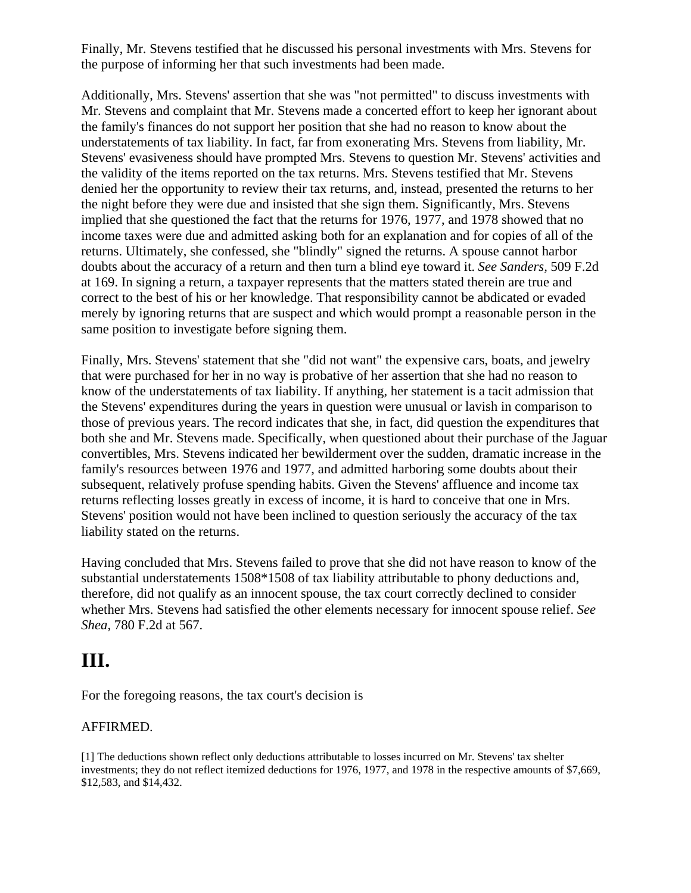Finally, Mr. Stevens testified that he discussed his personal investments with Mrs. Stevens for the purpose of informing her that such investments had been made.

Additionally, Mrs. Stevens' assertion that she was "not permitted" to discuss investments with Mr. Stevens and complaint that Mr. Stevens made a concerted effort to keep her ignorant about the family's finances do not support her position that she had no reason to know about the understatements of tax liability. In fact, far from exonerating Mrs. Stevens from liability, Mr. Stevens' evasiveness should have prompted Mrs. Stevens to question Mr. Stevens' activities and the validity of the items reported on the tax returns. Mrs. Stevens testified that Mr. Stevens denied her the opportunity to review their tax returns, and, instead, presented the returns to her the night before they were due and insisted that she sign them. Significantly, Mrs. Stevens implied that she questioned the fact that the returns for 1976, 1977, and 1978 showed that no income taxes were due and admitted asking both for an explanation and for copies of all of the returns. Ultimately, she confessed, she "blindly" signed the returns. A spouse cannot harbor doubts about the accuracy of a return and then turn a blind eye toward it. *See Sanders,* 509 F.2d at 169. In signing a return, a taxpayer represents that the matters stated therein are true and correct to the best of his or her knowledge. That responsibility cannot be abdicated or evaded merely by ignoring returns that are suspect and which would prompt a reasonable person in the same position to investigate before signing them.

Finally, Mrs. Stevens' statement that she "did not want" the expensive cars, boats, and jewelry that were purchased for her in no way is probative of her assertion that she had no reason to know of the understatements of tax liability. If anything, her statement is a tacit admission that the Stevens' expenditures during the years in question were unusual or lavish in comparison to those of previous years. The record indicates that she, in fact, did question the expenditures that both she and Mr. Stevens made. Specifically, when questioned about their purchase of the Jaguar convertibles, Mrs. Stevens indicated her bewilderment over the sudden, dramatic increase in the family's resources between 1976 and 1977, and admitted harboring some doubts about their subsequent, relatively profuse spending habits. Given the Stevens' affluence and income tax returns reflecting losses greatly in excess of income, it is hard to conceive that one in Mrs. Stevens' position would not have been inclined to question seriously the accuracy of the tax liability stated on the returns.

Having concluded that Mrs. Stevens failed to prove that she did not have reason to know of the substantial understatements 1508*1508 of tax liability attributable to phony deductions and, therefore, did not qualify as an innocent spouse, the tax court correctly declined to consider whether Mrs. Stevens had satisfied the other elements necessary for innocent spouse relief. *See Shea,* 780 F.2d at 567.

# III.

For the foregoing reasons, the tax court's decision is

AFFIRMED.

[1] The deductions shown reflect only deductions attributable to losses incurred on Mr. Stevens' tax shelter investments; they do not reflect itemized deductions for 1976, 1977, and 1978 in the respective amounts of $7,669, $12,583, and $14,432.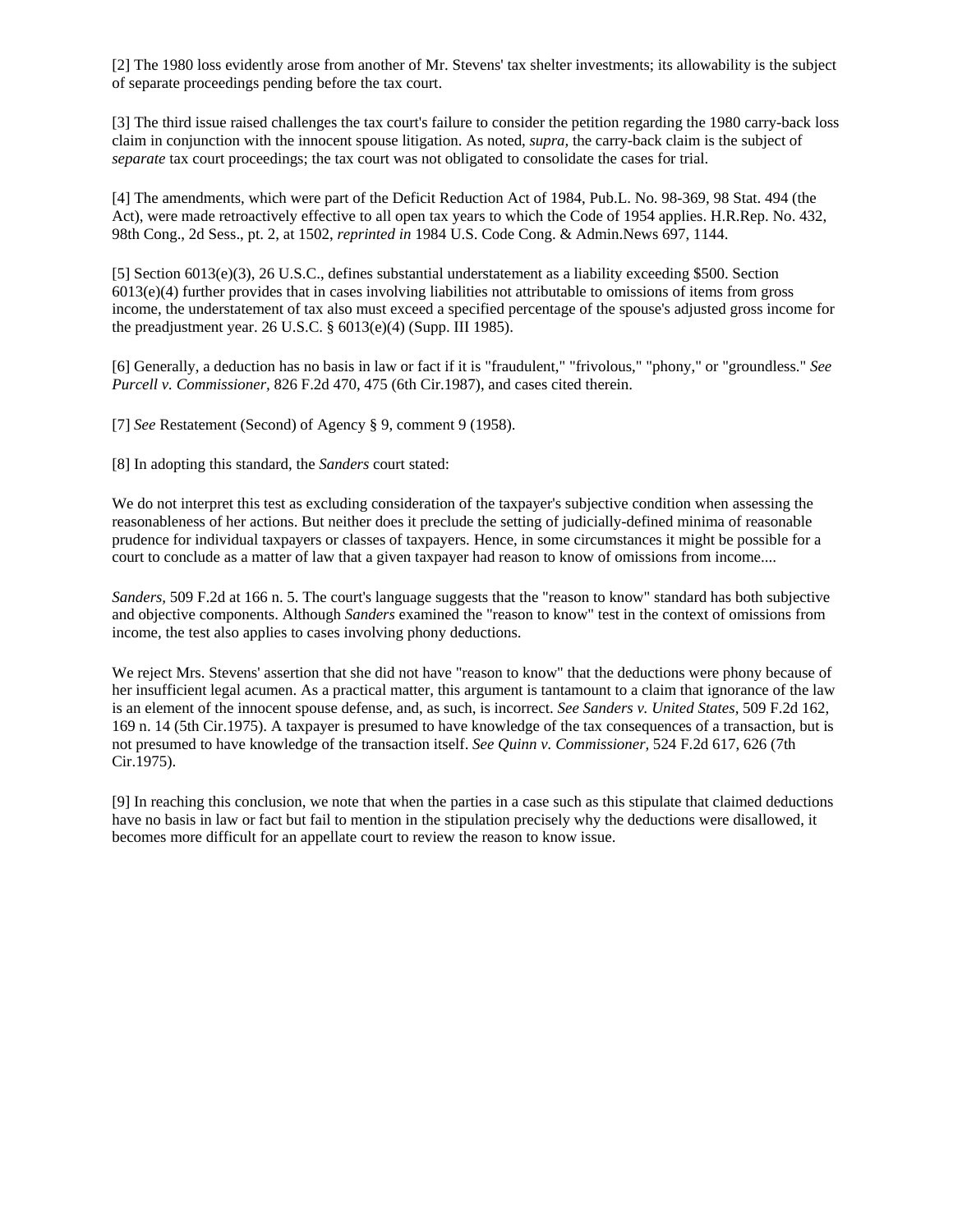[2] The 1980 loss evidently arose from another of Mr. Stevens' tax shelter investments; its allowability is the subject of separate proceedings pending before the tax court.

[3] The third issue raised challenges the tax court's failure to consider the petition regarding the 1980 carry-back loss claim in conjunction with the innocent spouse litigation. As noted, *supra*, the carry-back claim is the subject of *separate* tax court proceedings; the tax court was not obligated to consolidate the cases for trial.

[4] The amendments, which were part of the Deficit Reduction Act of 1984, Pub.L. No. 98-369, 98 Stat. 494 (the Act), were made retroactively effective to all open tax years to which the Code of 1954 applies. H.R.Rep. No. 432, 98th Cong., 2d Sess., pt. 2, at 1502, *reprinted in* 1984 U.S. Code Cong. & Admin.News 697, 1144.

[5] Section 6013(e)(3), 26 U.S.C., defines substantial understatement as a liability exceeding $500. Section 6013(e)(4) further provides that in cases involving liabilities not attributable to omissions of items from gross income, the understatement of tax also must exceed a specified percentage of the spouse's adjusted gross income for the preadjustment year. 26 U.S.C. § 6013(e)(4) (Supp. III 1985).

[6] Generally, a deduction has no basis in law or fact if it is "fraudulent," "frivolous," "phony," or "groundless." *See Purcell v. Commissioner*, 826 F.2d 470, 475 (6th Cir.1987), and cases cited therein.

[7] *See* Restatement (Second) of Agency § 9, comment 9 (1958).

[8] In adopting this standard, the *Sanders* court stated:

We do not interpret this test as excluding consideration of the taxpayer's subjective condition when assessing the reasonableness of her actions. But neither does it preclude the setting of judicially-defined minima of reasonable prudence for individual taxpayers or classes of taxpayers. Hence, in some circumstances it might be possible for a court to conclude as a matter of law that a given taxpayer had reason to know of omissions from income....

*Sanders*, 509 F.2d at 166 n. 5. The court's language suggests that the "reason to know" standard has both subjective and objective components. Although *Sanders* examined the "reason to know" test in the context of omissions from income, the test also applies to cases involving phony deductions.

We reject Mrs. Stevens' assertion that she did not have "reason to know" that the deductions were phony because of her insufficient legal acumen. As a practical matter, this argument is tantamount to a claim that ignorance of the law is an element of the innocent spouse defense, and, as such, is incorrect. *See Sanders v. United States*, 509 F.2d 162, 169 n. 14 (5th Cir.1975). A taxpayer is presumed to have knowledge of the tax consequences of a transaction, but is not presumed to have knowledge of the transaction itself. *See Quinn v. Commissioner,* 524 F.2d 617, 626 (7th Cir.1975).

[9] In reaching this conclusion, we note that when the parties in a case such as this stipulate that claimed deductions have no basis in law or fact but fail to mention in the stipulation precisely why the deductions were disallowed, it becomes more difficult for an appellate court to review the reason to know issue.